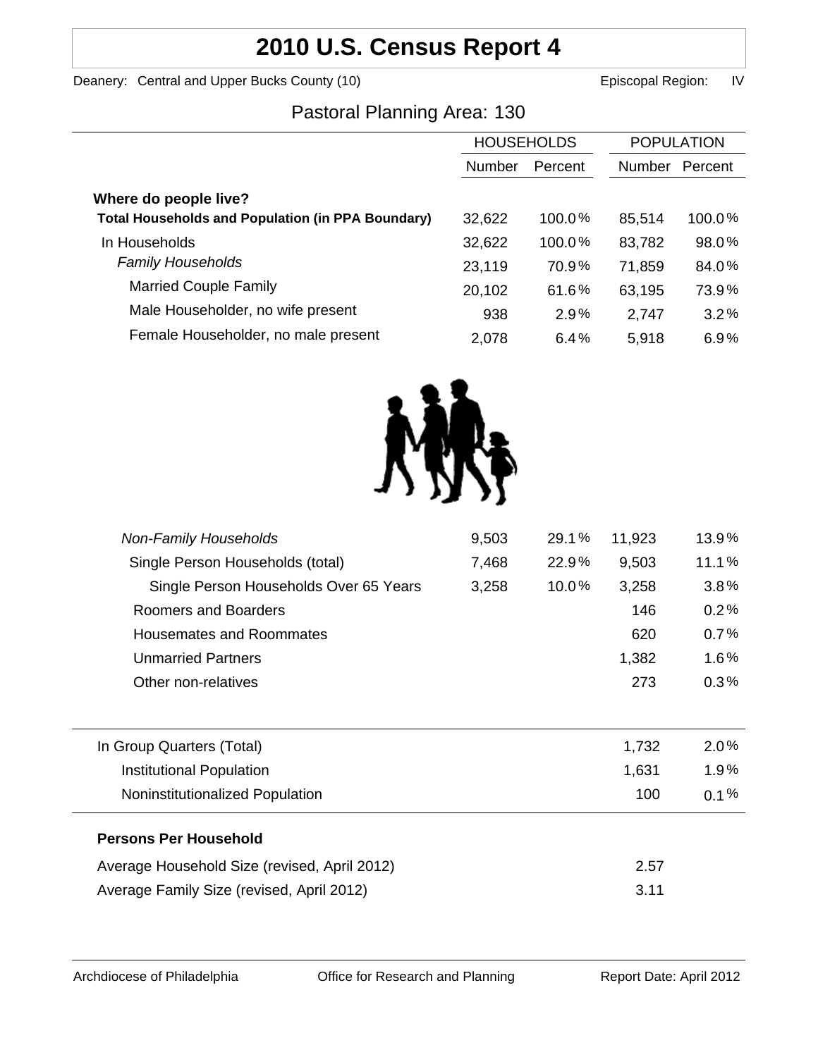# 2010 U.S. Census Report 4

Deanery: Central and Upper Bucks County (10) Episcopal Region: IV

## Pastoral Planning Area: 130

| | HOUSEHOLDS | | POPULATION | |
|---|---|---|---|---|
| | Number | Percent | Number | Percent |
| **Where do people live?** | | | | |
| **Total Households and Population (in PPA Boundary)** | 32,622 | 100.0% | 85,514 | 100.0% |
| In Households | 32,622 | 100.0% | 83,782 | 98.0% |
| *Family Households* | 23,119 | 70.9% | 71,859 | 84.0% |
| Married Couple Family | 20,102 | 61.6% | 63,195 | 73.9% |
| Male Householder, no wife present | 938 | 2.9% | 2,747 | 3.2% |
| Female Householder, no male present | 2,078 | 6.4% | 5,918 | 6.9% |
| *Non-Family Households* | 9,503 | 29.1% | 11,923 | 13.9% |
| Single Person Households (total) | 7,468 | 22.9% | 9,503 | 11.1% |
| Single Person Households Over 65 Years | 3,258 | 10.0% | 3,258 | 3.8% |
| Roomers and Boarders | | | 146 | 0.2% |
| Housemates and Roommates | | | 620 | 0.7% |
| Unmarried Partners | | | 1,382 | 1.6% |
| Other non-relatives | | | 273 | 0.3% |
| In Group Quarters (Total) | | | 1,732 | 2.0% |
| Institutional Population | | | 1,631 | 1.9% |
| Noninstitutionalized Population | | | 100 | 0.1% |

**Persons Per Household**

| | |
|---|---|
| Average Household Size (revised, April 2012) | 2.57 |
| Average Family Size (revised, April 2012) | 3.11 |

Archdiocese of Philadelphia — Office for Research and Planning — Report Date: April 2012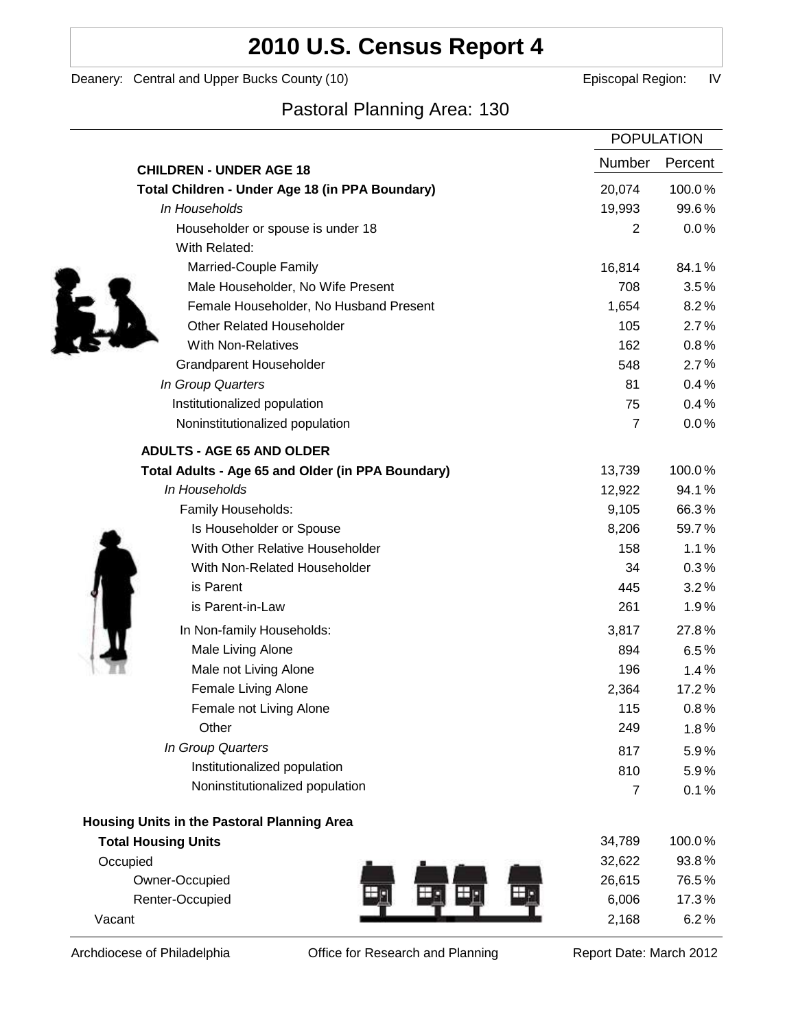# 2010 U.S. Census Report 4

Deanery: Central and Upper Bucks County (10) Episcopal Region: IV

## Pastoral Planning Area: 130

| | POPULATION | |
|---|---|---|
| **CHILDREN - UNDER AGE 18** | Number | Percent |
| **Total Children - Under Age 18 (in PPA Boundary)** | 20,074 | 100.0% |
| *In Households* | 19,993 | 99.6% |
| Householder or spouse is under 18 | 2 | 0.0% |
| With Related: | | |
| Married-Couple Family | 16,814 | 84.1% |
| Male Householder, No Wife Present | 708 | 3.5% |
| Female Householder, No Husband Present | 1,654 | 8.2% |
| Other Related Householder | 105 | 2.7% |
| With Non-Relatives | 162 | 0.8% |
| Grandparent Householder | 548 | 2.7% |
| *In Group Quarters* | 81 | 0.4% |
| Institutionalized population | 75 | 0.4% |
| Noninstitutionalized population | 7 | 0.0% |
| **ADULTS - AGE 65 AND OLDER** | | |
| **Total Adults - Age 65 and Older (in PPA Boundary)** | 13,739 | 100.0% |
| *In Households* | 12,922 | 94.1% |
| Family Households: | 9,105 | 66.3% |
| Is Householder or Spouse | 8,206 | 59.7% |
| With Other Relative Householder | 158 | 1.1% |
| With Non-Related Householder | 34 | 0.3% |
| is Parent | 445 | 3.2% |
| is Parent-in-Law | 261 | 1.9% |
| In Non-family Households: | 3,817 | 27.8% |
| Male Living Alone | 894 | 6.5% |
| Male not Living Alone | 196 | 1.4% |
| Female Living Alone | 2,364 | 17.2% |
| Female not Living Alone | 115 | 0.8% |
| Other | 249 | 1.8% |
| *In Group Quarters* | 817 | 5.9% |
| Institutionalized population | 810 | 5.9% |
| Noninstitutionalized population | 7 | 0.1% |

**Housing Units in the Pastoral Planning Area**

| | Number | Percent |
|---|---|---|
| **Total Housing Units** | 34,789 | 100.0% |
| Occupied | 32,622 | 93.8% |
| Owner-Occupied | 26,615 | 76.5% |
| Renter-Occupied | 6,006 | 17.3% |
| Vacant | 2,168 | 6.2% |

Archdiocese of Philadelphia Office for Research and Planning Report Date: March 2012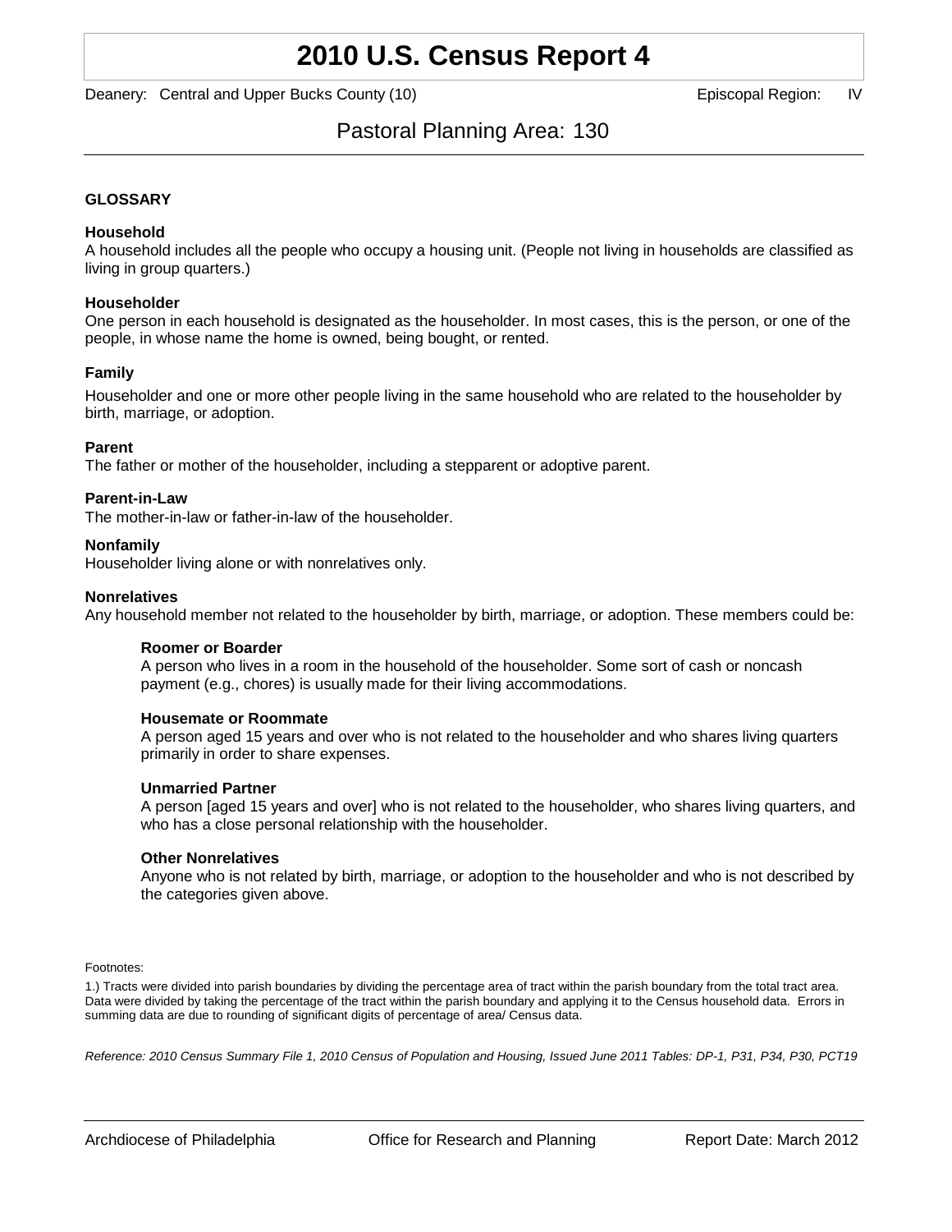# 2010 U.S. Census Report 4

Deanery: Central and Upper Bucks County (10) Episcopal Region: IV

## Pastoral Planning Area: 130

**GLOSSARY**

**Household**
A household includes all the people who occupy a housing unit. (People not living in households are classified as living in group quarters.)

**Householder**
One person in each household is designated as the householder. In most cases, this is the person, or one of the people, in whose name the home is owned, being bought, or rented.

**Family**
Householder and one or more other people living in the same household who are related to the householder by birth, marriage, or adoption.

**Parent**
The father or mother of the householder, including a stepparent or adoptive parent.

**Parent-in-Law**
The mother-in-law or father-in-law of the householder.

**Nonfamily**
Householder living alone or with nonrelatives only.

**Nonrelatives**
Any household member not related to the householder by birth, marriage, or adoption. These members could be:

> **Roomer or Boarder**
> A person who lives in a room in the household of the householder. Some sort of cash or noncash payment (e.g., chores) is usually made for their living accommodations.
>
> **Housemate or Roommate**
> A person aged 15 years and over who is not related to the householder and who shares living quarters primarily in order to share expenses.
>
> **Unmarried Partner**
> A person [aged 15 years and over] who is not related to the householder, who shares living quarters, and who has a close personal relationship with the householder.
>
> **Other Nonrelatives**
> Anyone who is not related by birth, marriage, or adoption to the householder and who is not described by the categories given above.

Footnotes:

1.) Tracts were divided into parish boundaries by dividing the percentage area of tract within the parish boundary from the total tract area. Data were divided by taking the percentage of the tract within the parish boundary and applying it to the Census household data. Errors in summing data are due to rounding of significant digits of percentage of area/ Census data.

*Reference: 2010 Census Summary File 1, 2010 Census of Population and Housing, Issued June 2011 Tables: DP-1, P31, P34, P30, PCT19*

Archdiocese of Philadelphia Office for Research and Planning Report Date: March 2012